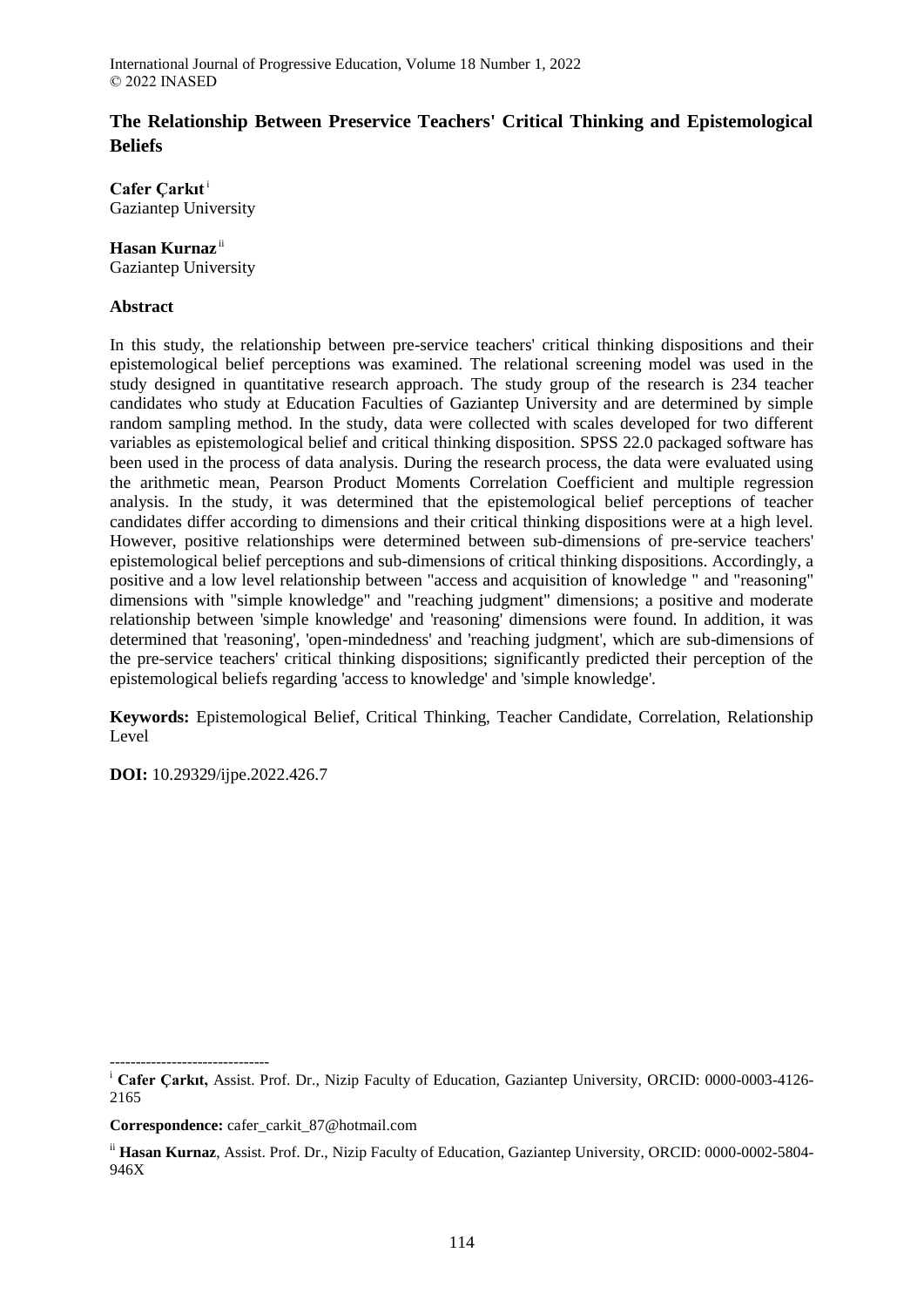# The Relationship Between Preservice Teachers' Critical Thinking and Epistemological Beliefs

**Cafer Çarkıt** [i]
Gaziantep University

**Hasan Kurnaz** [ii]
Gaziantep University

## Abstract

In this study, the relationship between pre-service teachers' critical thinking dispositions and their epistemological belief perceptions was examined. The relational screening model was used in the study designed in quantitative research approach. The study group of the research is 234 teacher candidates who study at Education Faculties of Gaziantep University and are determined by simple random sampling method. In the study, data were collected with scales developed for two different variables as epistemological belief and critical thinking disposition. SPSS 22.0 packaged software has been used in the process of data analysis. During the research process, the data were evaluated using the arithmetic mean, Pearson Product Moments Correlation Coefficient and multiple regression analysis. In the study, it was determined that the epistemological belief perceptions of teacher candidates differ according to dimensions and their critical thinking dispositions were at a high level. However, positive relationships were determined between sub-dimensions of pre-service teachers' epistemological belief perceptions and sub-dimensions of critical thinking dispositions. Accordingly, a positive and a low level relationship between "access and acquisition of knowledge " and "reasoning" dimensions with "simple knowledge" and "reaching judgment" dimensions; a positive and moderate relationship between 'simple knowledge' and 'reasoning' dimensions were found. In addition, it was determined that 'reasoning', 'open-mindedness' and 'reaching judgment', which are sub-dimensions of the pre-service teachers' critical thinking dispositions; significantly predicted their perception of the epistemological beliefs regarding 'access to knowledge' and 'simple knowledge'.

**Keywords:** Epistemological Belief, Critical Thinking, Teacher Candidate, Correlation, Relationship Level

**DOI:** 10.29329/ijpe.2022.426.7

-------------------------------

[i] **Cafer Çarkıt,** Assist. Prof. Dr., Nizip Faculty of Education, Gaziantep University, ORCID: 0000-0003-4126-2165

**Correspondence:** cafer_carkit_87@hotmail.com

[ii] **Hasan Kurnaz**, Assist. Prof. Dr., Nizip Faculty of Education, Gaziantep University, ORCID: 0000-0002-5804-946X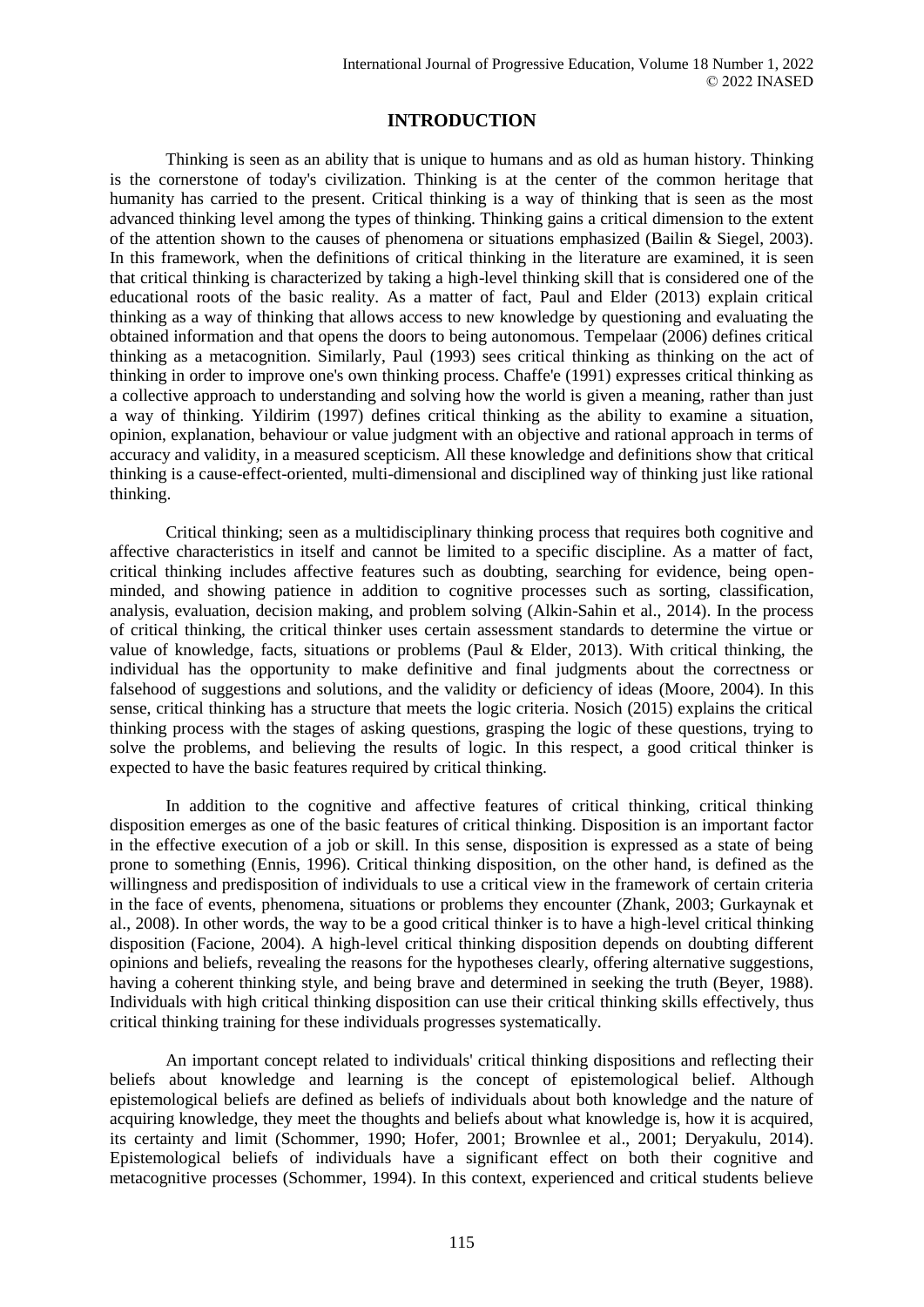## INTRODUCTION

Thinking is seen as an ability that is unique to humans and as old as human history. Thinking is the cornerstone of today's civilization. Thinking is at the center of the common heritage that humanity has carried to the present. Critical thinking is a way of thinking that is seen as the most advanced thinking level among the types of thinking. Thinking gains a critical dimension to the extent of the attention shown to the causes of phenomena or situations emphasized (Bailin & Siegel, 2003). In this framework, when the definitions of critical thinking in the literature are examined, it is seen that critical thinking is characterized by taking a high-level thinking skill that is considered one of the educational roots of the basic reality. As a matter of fact, Paul and Elder (2013) explain critical thinking as a way of thinking that allows access to new knowledge by questioning and evaluating the obtained information and that opens the doors to being autonomous. Tempelaar (2006) defines critical thinking as a metacognition. Similarly, Paul (1993) sees critical thinking as thinking on the act of thinking in order to improve one's own thinking process. Chaffe'e (1991) expresses critical thinking as a collective approach to understanding and solving how the world is given a meaning, rather than just a way of thinking. Yildirim (1997) defines critical thinking as the ability to examine a situation, opinion, explanation, behaviour or value judgment with an objective and rational approach in terms of accuracy and validity, in a measured scepticism. All these knowledge and definitions show that critical thinking is a cause-effect-oriented, multi-dimensional and disciplined way of thinking just like rational thinking.

Critical thinking; seen as a multidisciplinary thinking process that requires both cognitive and affective characteristics in itself and cannot be limited to a specific discipline. As a matter of fact, critical thinking includes affective features such as doubting, searching for evidence, being open-minded, and showing patience in addition to cognitive processes such as sorting, classification, analysis, evaluation, decision making, and problem solving (Alkin-Sahin et al., 2014). In the process of critical thinking, the critical thinker uses certain assessment standards to determine the virtue or value of knowledge, facts, situations or problems (Paul & Elder, 2013). With critical thinking, the individual has the opportunity to make definitive and final judgments about the correctness or falsehood of suggestions and solutions, and the validity or deficiency of ideas (Moore, 2004). In this sense, critical thinking has a structure that meets the logic criteria. Nosich (2015) explains the critical thinking process with the stages of asking questions, grasping the logic of these questions, trying to solve the problems, and believing the results of logic. In this respect, a good critical thinker is expected to have the basic features required by critical thinking.

In addition to the cognitive and affective features of critical thinking, critical thinking disposition emerges as one of the basic features of critical thinking. Disposition is an important factor in the effective execution of a job or skill. In this sense, disposition is expressed as a state of being prone to something (Ennis, 1996). Critical thinking disposition, on the other hand, is defined as the willingness and predisposition of individuals to use a critical view in the framework of certain criteria in the face of events, phenomena, situations or problems they encounter (Zhank, 2003; Gurkaynak et al., 2008). In other words, the way to be a good critical thinker is to have a high-level critical thinking disposition (Facione, 2004). A high-level critical thinking disposition depends on doubting different opinions and beliefs, revealing the reasons for the hypotheses clearly, offering alternative suggestions, having a coherent thinking style, and being brave and determined in seeking the truth (Beyer, 1988). Individuals with high critical thinking disposition can use their critical thinking skills effectively, thus critical thinking training for these individuals progresses systematically.

An important concept related to individuals' critical thinking dispositions and reflecting their beliefs about knowledge and learning is the concept of epistemological belief. Although epistemological beliefs are defined as beliefs of individuals about both knowledge and the nature of acquiring knowledge, they meet the thoughts and beliefs about what knowledge is, how it is acquired, its certainty and limit (Schommer, 1990; Hofer, 2001; Brownlee et al., 2001; Deryakulu, 2014). Epistemological beliefs of individuals have a significant effect on both their cognitive and metacognitive processes (Schommer, 1994). In this context, experienced and critical students believe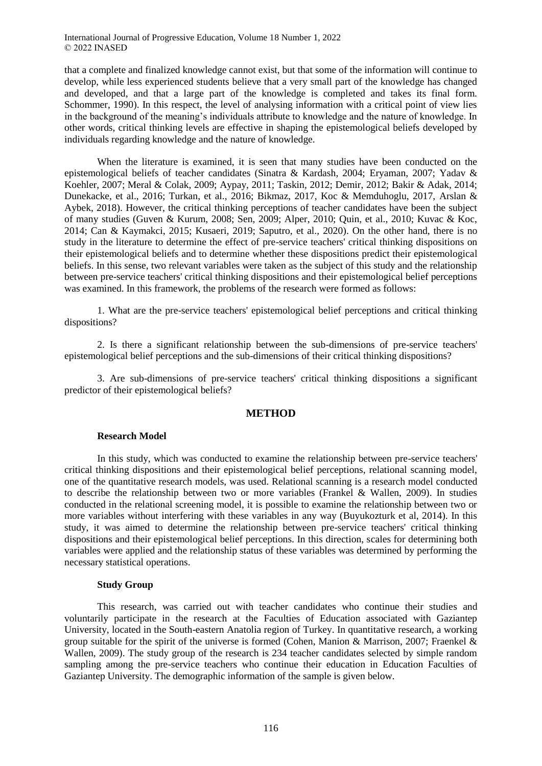that a complete and finalized knowledge cannot exist, but that some of the information will continue to develop, while less experienced students believe that a very small part of the knowledge has changed and developed, and that a large part of the knowledge is completed and takes its final form. Schommer, 1990). In this respect, the level of analysing information with a critical point of view lies in the background of the meaning's individuals attribute to knowledge and the nature of knowledge. In other words, critical thinking levels are effective in shaping the epistemological beliefs developed by individuals regarding knowledge and the nature of knowledge.

When the literature is examined, it is seen that many studies have been conducted on the epistemological beliefs of teacher candidates (Sinatra & Kardash, 2004; Eryaman, 2007; Yadav & Koehler, 2007; Meral & Colak, 2009; Aypay, 2011; Taskin, 2012; Demir, 2012; Bakir & Adak, 2014; Dunekacke, et al., 2016; Turkan, et al., 2016; Bikmaz, 2017, Koc & Memduhoglu, 2017, Arslan & Aybek, 2018). However, the critical thinking perceptions of teacher candidates have been the subject of many studies (Guven & Kurum, 2008; Sen, 2009; Alper, 2010; Quin, et al., 2010; Kuvac & Koc, 2014; Can & Kaymakci, 2015; Kusaeri, 2019; Saputro, et al., 2020). On the other hand, there is no study in the literature to determine the effect of pre-service teachers' critical thinking dispositions on their epistemological beliefs and to determine whether these dispositions predict their epistemological beliefs. In this sense, two relevant variables were taken as the subject of this study and the relationship between pre-service teachers' critical thinking dispositions and their epistemological belief perceptions was examined. In this framework, the problems of the research were formed as follows:

1. What are the pre-service teachers' epistemological belief perceptions and critical thinking dispositions?

2. Is there a significant relationship between the sub-dimensions of pre-service teachers' epistemological belief perceptions and the sub-dimensions of their critical thinking dispositions?

3. Are sub-dimensions of pre-service teachers' critical thinking dispositions a significant predictor of their epistemological beliefs?

## METHOD

### Research Model

In this study, which was conducted to examine the relationship between pre-service teachers' critical thinking dispositions and their epistemological belief perceptions, relational scanning model, one of the quantitative research models, was used. Relational scanning is a research model conducted to describe the relationship between two or more variables (Frankel & Wallen, 2009). In studies conducted in the relational screening model, it is possible to examine the relationship between two or more variables without interfering with these variables in any way (Buyukozturk et al, 2014). In this study, it was aimed to determine the relationship between pre-service teachers' critical thinking dispositions and their epistemological belief perceptions. In this direction, scales for determining both variables were applied and the relationship status of these variables was determined by performing the necessary statistical operations.

### Study Group

This research, was carried out with teacher candidates who continue their studies and voluntarily participate in the research at the Faculties of Education associated with Gaziantep University, located in the South-eastern Anatolia region of Turkey. In quantitative research, a working group suitable for the spirit of the universe is formed (Cohen, Manion & Marrison, 2007; Fraenkel & Wallen, 2009). The study group of the research is 234 teacher candidates selected by simple random sampling among the pre-service teachers who continue their education in Education Faculties of Gaziantep University. The demographic information of the sample is given below.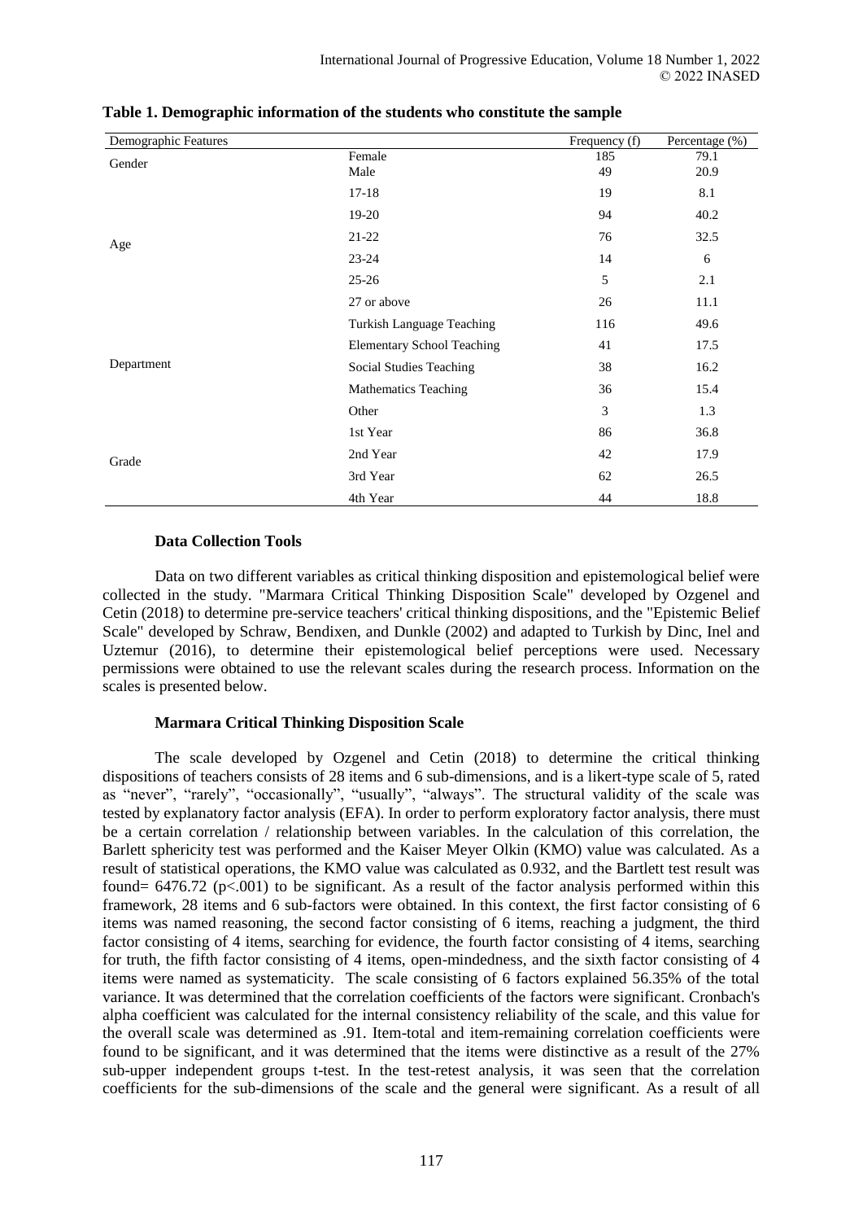**Table 1. Demographic information of the students who constitute the sample**

| Demographic Features | | Frequency (f) | Percentage (%) |
|---|---|---|---|
| Gender | Female | 185 | 79.1 |
| | Male | 49 | 20.9 |
| Age | 17-18 | 19 | 8.1 |
| | 19-20 | 94 | 40.2 |
| | 21-22 | 76 | 32.5 |
| | 23-24 | 14 | 6 |
| | 25-26 | 5 | 2.1 |
| | 27 or above | 26 | 11.1 |
| Department | Turkish Language Teaching | 116 | 49.6 |
| | Elementary School Teaching | 41 | 17.5 |
| | Social Studies Teaching | 38 | 16.2 |
| | Mathematics Teaching | 36 | 15.4 |
| | Other | 3 | 1.3 |
| Grade | 1st Year | 86 | 36.8 |
| | 2nd Year | 42 | 17.9 |
| | 3rd Year | 62 | 26.5 |
| | 4th Year | 44 | 18.8 |

### Data Collection Tools

Data on two different variables as critical thinking disposition and epistemological belief were collected in the study. "Marmara Critical Thinking Disposition Scale" developed by Ozgenel and Cetin (2018) to determine pre-service teachers' critical thinking dispositions, and the "Epistemic Belief Scale" developed by Schraw, Bendixen, and Dunkle (2002) and adapted to Turkish by Dinc, Inel and Uztemur (2016), to determine their epistemological belief perceptions were used. Necessary permissions were obtained to use the relevant scales during the research process. Information on the scales is presented below.

### Marmara Critical Thinking Disposition Scale

The scale developed by Ozgenel and Cetin (2018) to determine the critical thinking dispositions of teachers consists of 28 items and 6 sub-dimensions, and is a likert-type scale of 5, rated as "never", "rarely", "occasionally", "usually", "always". The structural validity of the scale was tested by explanatory factor analysis (EFA). In order to perform exploratory factor analysis, there must be a certain correlation / relationship between variables. In the calculation of this correlation, the Barlett sphericity test was performed and the Kaiser Meyer Olkin (KMO) value was calculated. As a result of statistical operations, the KMO value was calculated as 0.932, and the Bartlett test result was found= 6476.72 ($p<.001$) to be significant. As a result of the factor analysis performed within this framework, 28 items and 6 sub-factors were obtained. In this context, the first factor consisting of 6 items was named reasoning, the second factor consisting of 6 items, reaching a judgment, the third factor consisting of 4 items, searching for evidence, the fourth factor consisting of 4 items, searching for truth, the fifth factor consisting of 4 items, open-mindedness, and the sixth factor consisting of 4 items were named as systematicity. The scale consisting of 6 factors explained 56.35% of the total variance. It was determined that the correlation coefficients of the factors were significant. Cronbach's alpha coefficient was calculated for the internal consistency reliability of the scale, and this value for the overall scale was determined as .91. Item-total and item-remaining correlation coefficients were found to be significant, and it was determined that the items were distinctive as a result of the 27% sub-upper independent groups t-test. In the test-retest analysis, it was seen that the correlation coefficients for the sub-dimensions of the scale and the general were significant. As a result of all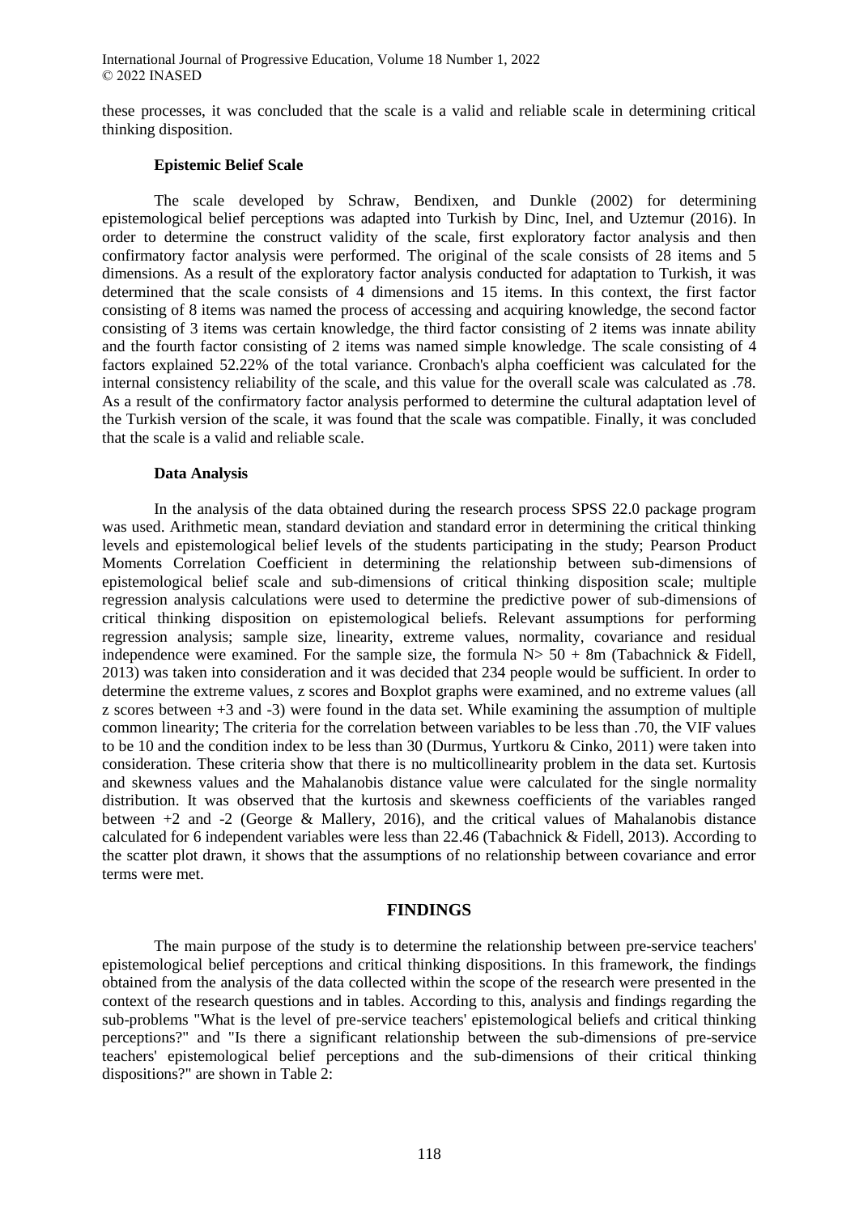these processes, it was concluded that the scale is a valid and reliable scale in determining critical thinking disposition.

### Epistemic Belief Scale

The scale developed by Schraw, Bendixen, and Dunkle (2002) for determining epistemological belief perceptions was adapted into Turkish by Dinc, Inel, and Uztemur (2016). In order to determine the construct validity of the scale, first exploratory factor analysis and then confirmatory factor analysis were performed. The original of the scale consists of 28 items and 5 dimensions. As a result of the exploratory factor analysis conducted for adaptation to Turkish, it was determined that the scale consists of 4 dimensions and 15 items. In this context, the first factor consisting of 8 items was named the process of accessing and acquiring knowledge, the second factor consisting of 3 items was certain knowledge, the third factor consisting of 2 items was innate ability and the fourth factor consisting of 2 items was named simple knowledge. The scale consisting of 4 factors explained 52.22% of the total variance. Cronbach's alpha coefficient was calculated for the internal consistency reliability of the scale, and this value for the overall scale was calculated as .78. As a result of the confirmatory factor analysis performed to determine the cultural adaptation level of the Turkish version of the scale, it was found that the scale was compatible. Finally, it was concluded that the scale is a valid and reliable scale.

### Data Analysis

In the analysis of the data obtained during the research process SPSS 22.0 package program was used. Arithmetic mean, standard deviation and standard error in determining the critical thinking levels and epistemological belief levels of the students participating in the study; Pearson Product Moments Correlation Coefficient in determining the relationship between sub-dimensions of epistemological belief scale and sub-dimensions of critical thinking disposition scale; multiple regression analysis calculations were used to determine the predictive power of sub-dimensions of critical thinking disposition on epistemological beliefs. Relevant assumptions for performing regression analysis; sample size, linearity, extreme values, normality, covariance and residual independence were examined. For the sample size, the formula $N > 50 + 8m$ (Tabachnick & Fidell, 2013) was taken into consideration and it was decided that 234 people would be sufficient. In order to determine the extreme values, z scores and Boxplot graphs were examined, and no extreme values (all z scores between +3 and -3) were found in the data set. While examining the assumption of multiple common linearity; The criteria for the correlation between variables to be less than .70, the VIF values to be 10 and the condition index to be less than 30 (Durmus, Yurtkoru & Cinko, 2011) were taken into consideration. These criteria show that there is no multicollinearity problem in the data set. Kurtosis and skewness values and the Mahalanobis distance value were calculated for the single normality distribution. It was observed that the kurtosis and skewness coefficients of the variables ranged between +2 and -2 (George & Mallery, 2016), and the critical values of Mahalanobis distance calculated for 6 independent variables were less than 22.46 (Tabachnick & Fidell, 2013). According to the scatter plot drawn, it shows that the assumptions of no relationship between covariance and error terms were met.

## FINDINGS

The main purpose of the study is to determine the relationship between pre-service teachers' epistemological belief perceptions and critical thinking dispositions. In this framework, the findings obtained from the analysis of the data collected within the scope of the research were presented in the context of the research questions and in tables. According to this, analysis and findings regarding the sub-problems "What is the level of pre-service teachers' epistemological beliefs and critical thinking perceptions?" and "Is there a significant relationship between the sub-dimensions of pre-service teachers' epistemological belief perceptions and the sub-dimensions of their critical thinking dispositions?" are shown in Table 2: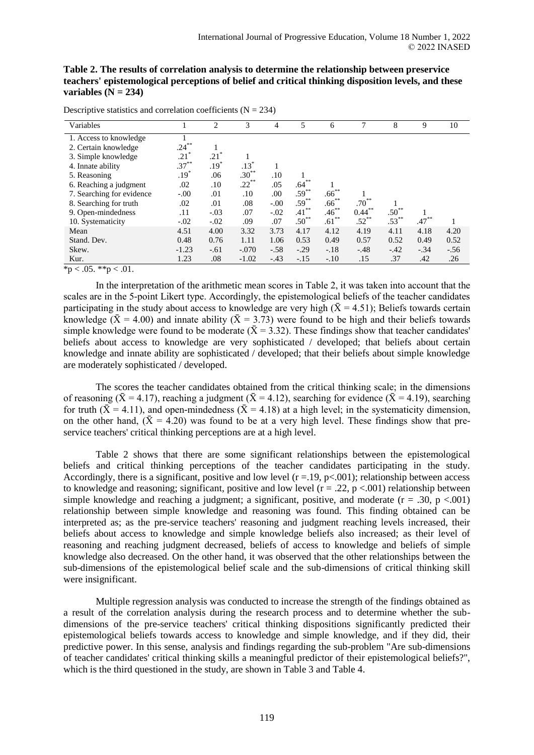**Table 2. The results of correlation analysis to determine the relationship between preservice teachers' epistemological perceptions of belief and critical thinking disposition levels, and these variables (N = 234)**

Descriptive statistics and correlation coefficients (N = 234)

| Variables | 1 | 2 | 3 | 4 | 5 | 6 | 7 | 8 | 9 | 10 |
|---|---|---|---|---|---|---|---|---|---|---|
| 1. Access to knowledge | 1 | | | | | | | | | |
| 2. Certain knowledge | .24** | 1 | | | | | | | | |
| 3. Simple knowledge | .21* | .21* | 1 | | | | | | | |
| 4. Innate ability | .37** | .19* | .13* | 1 | | | | | | |
| 5. Reasoning | .19* | .06 | .30** | .10 | 1 | | | | | |
| 6. Reaching a judgment | .02 | .10 | .22** | .05 | .64** | 1 | | | | |
| 7. Searching for evidence | -.00 | .01 | .10 | .00 | .59** | .66** | 1 | | | |
| 8. Searching for truth | .02 | .01 | .08 | -.00 | .59** | .66** | .70** | 1 | | |
| 9. Open-mindedness | .11 | -.03 | .07 | -.02 | .41** | .46** | 0.44** | .50** | 1 | |
| 10. Systematicity | -.02 | -.02 | .09 | .07 | .50** | .61** | .52** | .53** | .47** | 1 |
| Mean | 4.51 | 4.00 | 3.32 | 3.73 | 4.17 | 4.12 | 4.19 | 4.11 | 4.18 | 4.20 |
| Stand. Dev. | 0.48 | 0.76 | 1.11 | 1.06 | 0.53 | 0.49 | 0.57 | 0.52 | 0.49 | 0.52 |
| Skew. | -1.23 | -.61 | -.070 | -.58 | -.29 | -.18 | -.48 | -.42 | -.34 | -.56 |
| Kur. | 1.23 | .08 | -1.02 | -.43 | -.15 | -.10 | .15 | .37 | .42 | .26 |

*p < .05. **p < .01.

In the interpretation of the arithmetic mean scores in Table 2, it was taken into account that the scales are in the 5-point Likert type. Accordingly, the epistemological beliefs of the teacher candidates participating in the study about access to knowledge are very high ($\bar{X} = 4.51$); Beliefs towards certain knowledge ($\bar{X} = 4.00$) and innate ability ($\bar{X} = 3.73$) were found to be high and their beliefs towards simple knowledge were found to be moderate ($\bar{X} = 3.32$). These findings show that teacher candidates' beliefs about access to knowledge are very sophisticated / developed; that beliefs about certain knowledge and innate ability are sophisticated / developed; that their beliefs about simple knowledge are moderately sophisticated / developed.

The scores the teacher candidates obtained from the critical thinking scale; in the dimensions of reasoning ($\bar{X} = 4.17$), reaching a judgment ($\bar{X} = 4.12$), searching for evidence ($\bar{X} = 4.19$), searching for truth ($\bar{X} = 4.11$), and open-mindedness ($\bar{X} = 4.18$) at a high level; in the systematicity dimension, on the other hand, ($\bar{X} = 4.20$) was found to be at a very high level. These findings show that pre-service teachers' critical thinking perceptions are at a high level.

Table 2 shows that there are some significant relationships between the epistemological beliefs and critical thinking perceptions of the teacher candidates participating in the study. Accordingly, there is a significant, positive and low level ($r = .19$, $p < .001$); relationship between access to knowledge and reasoning; significant, positive and low level ($r = .22$, $p < .001$) relationship between simple knowledge and reaching a judgment; a significant, positive, and moderate ($r = .30$, $p < .001$) relationship between simple knowledge and reasoning was found. This finding obtained can be interpreted as; as the pre-service teachers' reasoning and judgment reaching levels increased, their beliefs about access to knowledge and simple knowledge beliefs also increased; as their level of reasoning and reaching judgment decreased, beliefs of access to knowledge and beliefs of simple knowledge also decreased. On the other hand, it was observed that the other relationships between the sub-dimensions of the epistemological belief scale and the sub-dimensions of critical thinking skill were insignificant.

Multiple regression analysis was conducted to increase the strength of the findings obtained as a result of the correlation analysis during the research process and to determine whether the sub-dimensions of the pre-service teachers' critical thinking dispositions significantly predicted their epistemological beliefs towards access to knowledge and simple knowledge, and if they did, their predictive power. In this sense, analysis and findings regarding the sub-problem "Are sub-dimensions of teacher candidates' critical thinking skills a meaningful predictor of their epistemological beliefs?", which is the third questioned in the study, are shown in Table 3 and Table 4.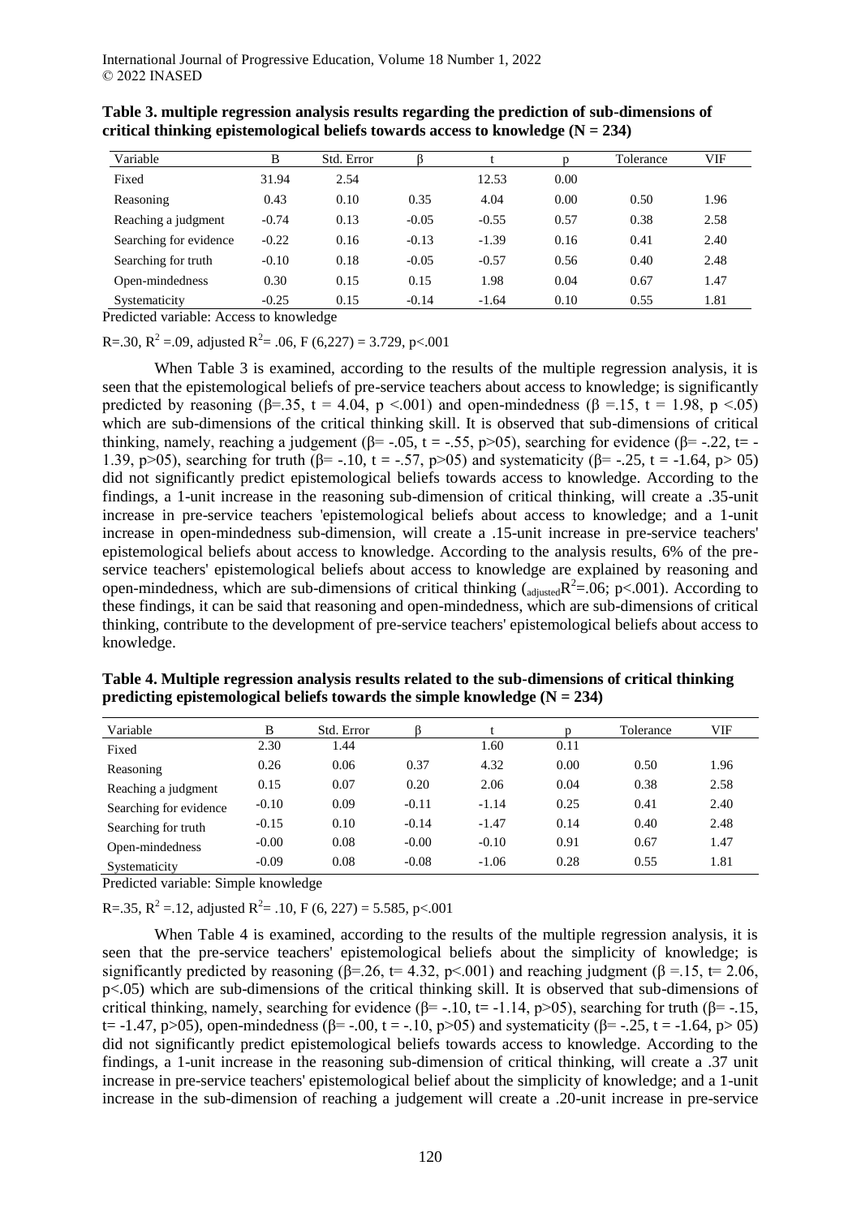**Table 3. multiple regression analysis results regarding the prediction of sub-dimensions of critical thinking epistemological beliefs towards access to knowledge (N = 234)**

| Variable | B | Std. Error | β | t | p | Tolerance | VIF |
|---|---|---|---|---|---|---|---|
| Fixed | 31.94 | 2.54 | | 12.53 | 0.00 | | |
| Reasoning | 0.43 | 0.10 | 0.35 | 4.04 | 0.00 | 0.50 | 1.96 |
| Reaching a judgment | -0.74 | 0.13 | -0.05 | -0.55 | 0.57 | 0.38 | 2.58 |
| Searching for evidence | -0.22 | 0.16 | -0.13 | -1.39 | 0.16 | 0.41 | 2.40 |
| Searching for truth | -0.10 | 0.18 | -0.05 | -0.57 | 0.56 | 0.40 | 2.48 |
| Open-mindedness | 0.30 | 0.15 | 0.15 | 1.98 | 0.04 | 0.67 | 1.47 |
| Systematicity | -0.25 | 0.15 | -0.14 | -1.64 | 0.10 | 0.55 | 1.81 |

Predicted variable: Access to knowledge

R=.30, $R^2$ =.09, adjusted $R^2$= .06, F (6,227) = 3.729, p<.001

When Table 3 is examined, according to the results of the multiple regression analysis, it is seen that the epistemological beliefs of pre-service teachers about access to knowledge; is significantly predicted by reasoning (β=.35, t = 4.04, p <.001) and open-mindedness (β =.15, t = 1.98, p <.05) which are sub-dimensions of the critical thinking skill. It is observed that sub-dimensions of critical thinking, namely, reaching a judgement (β= -.05, t = -.55, p>05), searching for evidence (β= -.22, t= -1.39, p>05), searching for truth (β= -.10, t = -.57, p>05) and systematicity (β= -.25, t = -1.64, p> 05) did not significantly predict epistemological beliefs towards access to knowledge. According to the findings, a 1-unit increase in the reasoning sub-dimension of critical thinking, will create a .35-unit increase in pre-service teachers 'epistemological beliefs about access to knowledge; and a 1-unit increase in open-mindedness sub-dimension, will create a .15-unit increase in pre-service teachers' epistemological beliefs about access to knowledge. According to the analysis results, 6% of the pre-service teachers' epistemological beliefs about access to knowledge are explained by reasoning and open-mindedness, which are sub-dimensions of critical thinking ($_{adjusted}R^2$=.06; p<.001). According to these findings, it can be said that reasoning and open-mindedness, which are sub-dimensions of critical thinking, contribute to the development of pre-service teachers' epistemological beliefs about access to knowledge.

**Table 4. Multiple regression analysis results related to the sub-dimensions of critical thinking predicting epistemological beliefs towards the simple knowledge (N = 234)**

| Variable | B | Std. Error | β | t | p | Tolerance | VIF |
|---|---|---|---|---|---|---|---|
| Fixed | 2.30 | 1.44 | | 1.60 | 0.11 | | |
| Reasoning | 0.26 | 0.06 | 0.37 | 4.32 | 0.00 | 0.50 | 1.96 |
| Reaching a judgment | 0.15 | 0.07 | 0.20 | 2.06 | 0.04 | 0.38 | 2.58 |
| Searching for evidence | -0.10 | 0.09 | -0.11 | -1.14 | 0.25 | 0.41 | 2.40 |
| Searching for truth | -0.15 | 0.10 | -0.14 | -1.47 | 0.14 | 0.40 | 2.48 |
| Open-mindedness | -0.00 | 0.08 | -0.00 | -0.10 | 0.91 | 0.67 | 1.47 |
| Systematicity | -0.09 | 0.08 | -0.08 | -1.06 | 0.28 | 0.55 | 1.81 |

Predicted variable: Simple knowledge

R=.35, $R^2$ =.12, adjusted $R^2$= .10, F (6, 227) = 5.585, p<.001

When Table 4 is examined, according to the results of the multiple regression analysis, it is seen that the pre-service teachers' epistemological beliefs about the simplicity of knowledge; is significantly predicted by reasoning (β=.26, t= 4.32, p<.001) and reaching judgment (β =.15, t= 2.06, p<.05) which are sub-dimensions of the critical thinking skill. It is observed that sub-dimensions of critical thinking, namely, searching for evidence (β= -.10, t= -1.14, p>05), searching for truth (β= -.15, t= -1.47, p>05), open-mindedness (β= -.00, t = -.10, p>05) and systematicity (β= -.25, t = -1.64, p> 05) did not significantly predict epistemological beliefs towards access to knowledge. According to the findings, a 1-unit increase in the reasoning sub-dimension of critical thinking, will create a .37 unit increase in pre-service teachers' epistemological belief about the simplicity of knowledge; and a 1-unit increase in the sub-dimension of reaching a judgement will create a .20-unit increase in pre-service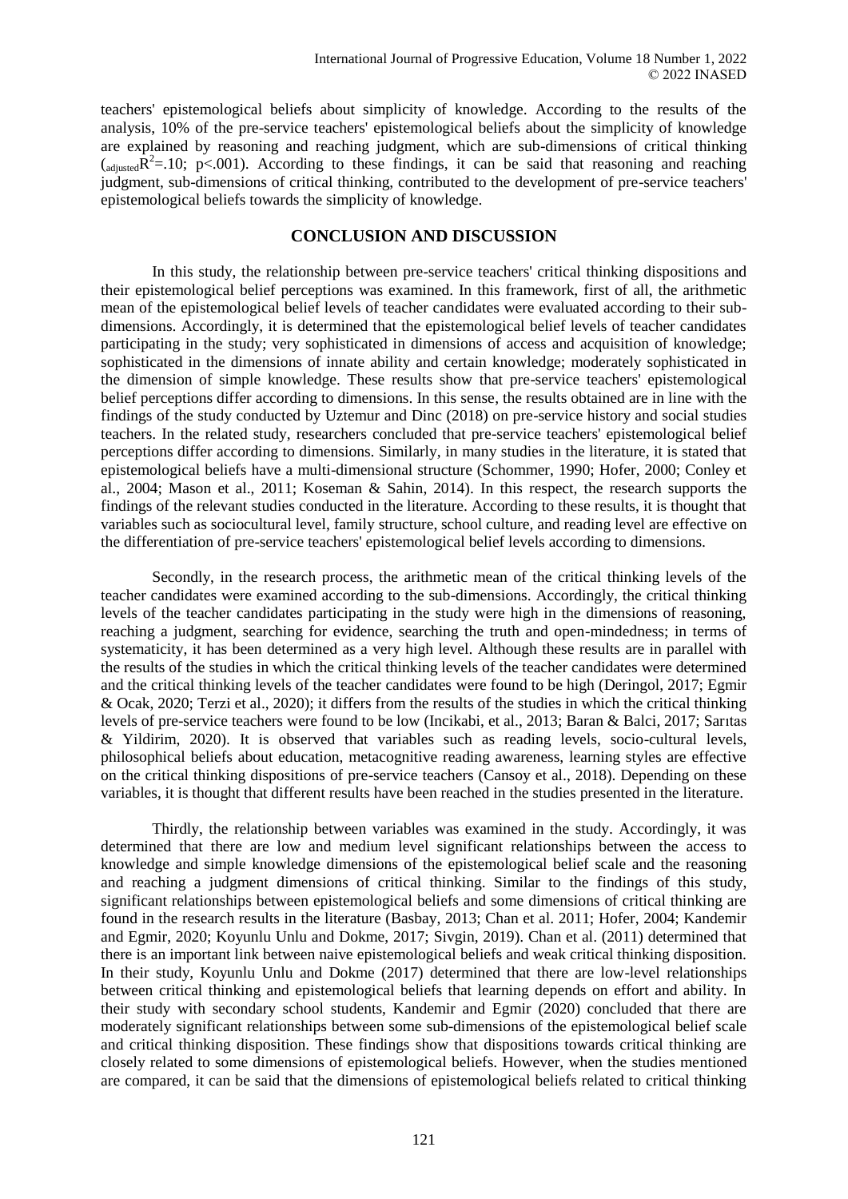teachers' epistemological beliefs about simplicity of knowledge. According to the results of the analysis, 10% of the pre-service teachers' epistemological beliefs about the simplicity of knowledge are explained by reasoning and reaching judgment, which are sub-dimensions of critical thinking ($_{adjusted}R^2$=.10; $p$<.001). According to these findings, it can be said that reasoning and reaching judgment, sub-dimensions of critical thinking, contributed to the development of pre-service teachers' epistemological beliefs towards the simplicity of knowledge.

## CONCLUSION AND DISCUSSION

In this study, the relationship between pre-service teachers' critical thinking dispositions and their epistemological belief perceptions was examined. In this framework, first of all, the arithmetic mean of the epistemological belief levels of teacher candidates were evaluated according to their sub-dimensions. Accordingly, it is determined that the epistemological belief levels of teacher candidates participating in the study; very sophisticated in dimensions of access and acquisition of knowledge; sophisticated in the dimensions of innate ability and certain knowledge; moderately sophisticated in the dimension of simple knowledge. These results show that pre-service teachers' epistemological belief perceptions differ according to dimensions. In this sense, the results obtained are in line with the findings of the study conducted by Uztemur and Dinc (2018) on pre-service history and social studies teachers. In the related study, researchers concluded that pre-service teachers' epistemological belief perceptions differ according to dimensions. Similarly, in many studies in the literature, it is stated that epistemological beliefs have a multi-dimensional structure (Schommer, 1990; Hofer, 2000; Conley et al., 2004; Mason et al., 2011; Koseman & Sahin, 2014). In this respect, the research supports the findings of the relevant studies conducted in the literature. According to these results, it is thought that variables such as sociocultural level, family structure, school culture, and reading level are effective on the differentiation of pre-service teachers' epistemological belief levels according to dimensions.

Secondly, in the research process, the arithmetic mean of the critical thinking levels of the teacher candidates were examined according to the sub-dimensions. Accordingly, the critical thinking levels of the teacher candidates participating in the study were high in the dimensions of reasoning, reaching a judgment, searching for evidence, searching the truth and open-mindedness; in terms of systematicity, it has been determined as a very high level. Although these results are in parallel with the results of the studies in which the critical thinking levels of the teacher candidates were determined and the critical thinking levels of the teacher candidates were found to be high (Deringol, 2017; Egmir & Ocak, 2020; Terzi et al., 2020); it differs from the results of the studies in which the critical thinking levels of pre-service teachers were found to be low (Incikabi, et al., 2013; Baran & Balci, 2017; Sarıtas & Yildirim, 2020). It is observed that variables such as reading levels, socio-cultural levels, philosophical beliefs about education, metacognitive reading awareness, learning styles are effective on the critical thinking dispositions of pre-service teachers (Cansoy et al., 2018). Depending on these variables, it is thought that different results have been reached in the studies presented in the literature.

Thirdly, the relationship between variables was examined in the study. Accordingly, it was determined that there are low and medium level significant relationships between the access to knowledge and simple knowledge dimensions of the epistemological belief scale and the reasoning and reaching a judgment dimensions of critical thinking. Similar to the findings of this study, significant relationships between epistemological beliefs and some dimensions of critical thinking are found in the research results in the literature (Basbay, 2013; Chan et al. 2011; Hofer, 2004; Kandemir and Egmir, 2020; Koyunlu Unlu and Dokme, 2017; Sivgin, 2019). Chan et al. (2011) determined that there is an important link between naive epistemological beliefs and weak critical thinking disposition. In their study, Koyunlu Unlu and Dokme (2017) determined that there are low-level relationships between critical thinking and epistemological beliefs that learning depends on effort and ability. In their study with secondary school students, Kandemir and Egmir (2020) concluded that there are moderately significant relationships between some sub-dimensions of the epistemological belief scale and critical thinking disposition. These findings show that dispositions towards critical thinking are closely related to some dimensions of epistemological beliefs. However, when the studies mentioned are compared, it can be said that the dimensions of epistemological beliefs related to critical thinking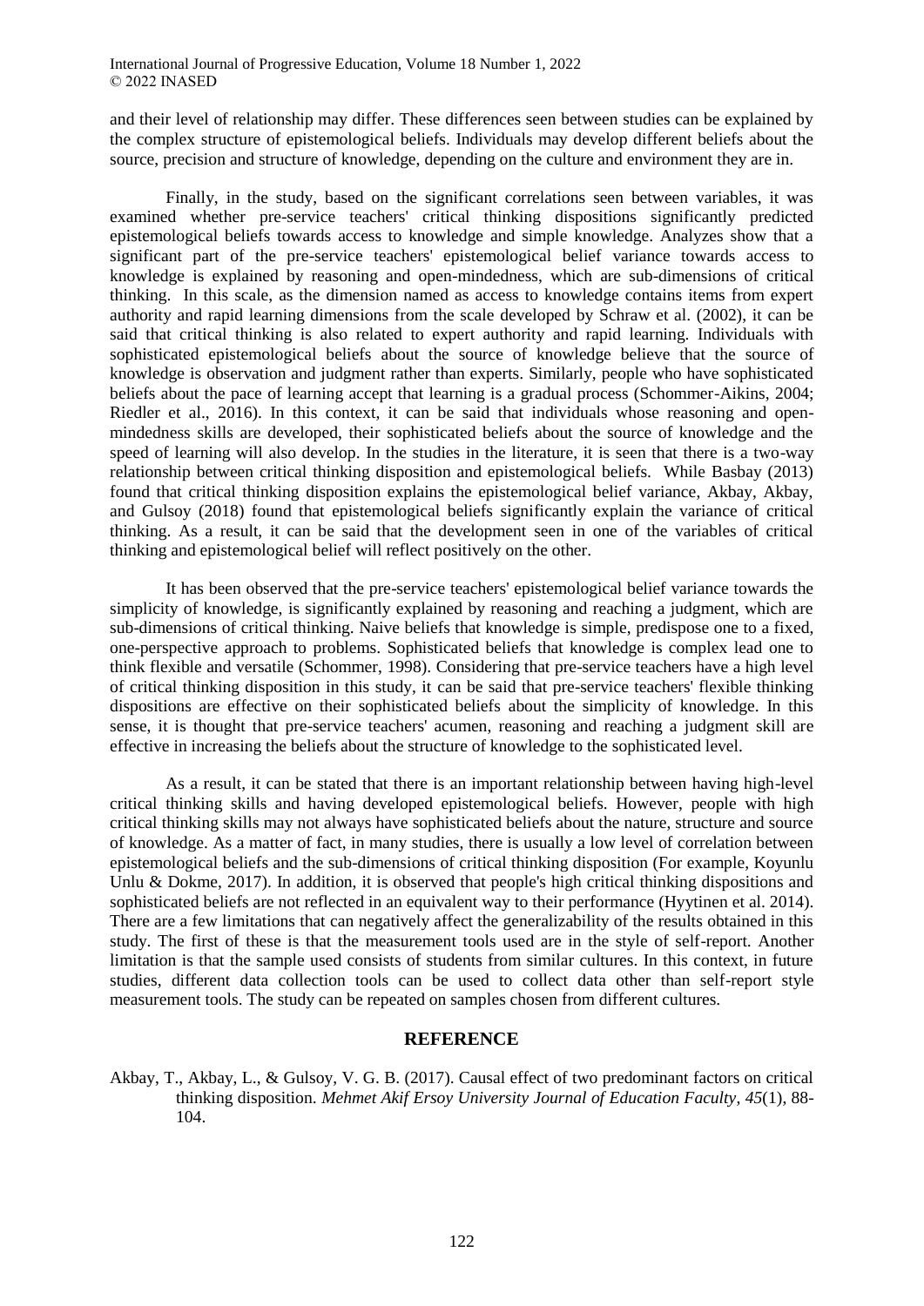and their level of relationship may differ. These differences seen between studies can be explained by the complex structure of epistemological beliefs. Individuals may develop different beliefs about the source, precision and structure of knowledge, depending on the culture and environment they are in.

Finally, in the study, based on the significant correlations seen between variables, it was examined whether pre-service teachers' critical thinking dispositions significantly predicted epistemological beliefs towards access to knowledge and simple knowledge. Analyzes show that a significant part of the pre-service teachers' epistemological belief variance towards access to knowledge is explained by reasoning and open-mindedness, which are sub-dimensions of critical thinking. In this scale, as the dimension named as access to knowledge contains items from expert authority and rapid learning dimensions from the scale developed by Schraw et al. (2002), it can be said that critical thinking is also related to expert authority and rapid learning. Individuals with sophisticated epistemological beliefs about the source of knowledge believe that the source of knowledge is observation and judgment rather than experts. Similarly, people who have sophisticated beliefs about the pace of learning accept that learning is a gradual process (Schommer-Aikins, 2004; Riedler et al., 2016). In this context, it can be said that individuals whose reasoning and open-mindedness skills are developed, their sophisticated beliefs about the source of knowledge and the speed of learning will also develop. In the studies in the literature, it is seen that there is a two-way relationship between critical thinking disposition and epistemological beliefs. While Basbay (2013) found that critical thinking disposition explains the epistemological belief variance, Akbay, Akbay, and Gulsoy (2018) found that epistemological beliefs significantly explain the variance of critical thinking. As a result, it can be said that the development seen in one of the variables of critical thinking and epistemological belief will reflect positively on the other.

It has been observed that the pre-service teachers' epistemological belief variance towards the simplicity of knowledge, is significantly explained by reasoning and reaching a judgment, which are sub-dimensions of critical thinking. Naive beliefs that knowledge is simple, predispose one to a fixed, one-perspective approach to problems. Sophisticated beliefs that knowledge is complex lead one to think flexible and versatile (Schommer, 1998). Considering that pre-service teachers have a high level of critical thinking disposition in this study, it can be said that pre-service teachers' flexible thinking dispositions are effective on their sophisticated beliefs about the simplicity of knowledge. In this sense, it is thought that pre-service teachers' acumen, reasoning and reaching a judgment skill are effective in increasing the beliefs about the structure of knowledge to the sophisticated level.

As a result, it can be stated that there is an important relationship between having high-level critical thinking skills and having developed epistemological beliefs. However, people with high critical thinking skills may not always have sophisticated beliefs about the nature, structure and source of knowledge. As a matter of fact, in many studies, there is usually a low level of correlation between epistemological beliefs and the sub-dimensions of critical thinking disposition (For example, Koyunlu Unlu & Dokme, 2017). In addition, it is observed that people's high critical thinking dispositions and sophisticated beliefs are not reflected in an equivalent way to their performance (Hyytinen et al. 2014). There are a few limitations that can negatively affect the generalizability of the results obtained in this study. The first of these is that the measurement tools used are in the style of self-report. Another limitation is that the sample used consists of students from similar cultures. In this context, in future studies, different data collection tools can be used to collect data other than self-report style measurement tools. The study can be repeated on samples chosen from different cultures.

## REFERENCE

Akbay, T., Akbay, L., & Gulsoy, V. G. B. (2017). Causal effect of two predominant factors on critical thinking disposition. *Mehmet Akif Ersoy University Journal of Education Faculty, 45*(1), 88-104.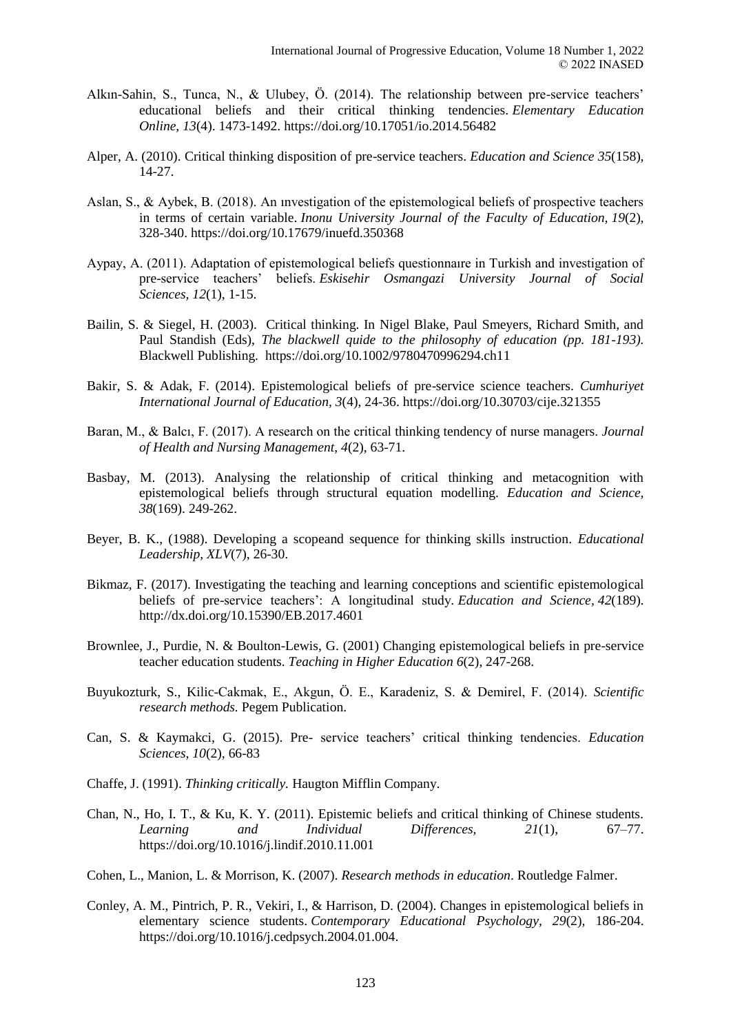Alkın-Sahin, S., Tunca, N., & Ulubey, Ö. (2014). The relationship between pre-service teachers' educational beliefs and their critical thinking tendencies. *Elementary Education Online, 13*(4). 1473-1492. https://doi.org/10.17051/io.2014.56482

Alper, A. (2010). Critical thinking disposition of pre-service teachers. *Education and Science 35*(158), 14-27.

Aslan, S., & Aybek, B. (2018). An ınvestigation of the epistemological beliefs of prospective teachers in terms of certain variable. *Inonu University Journal of the Faculty of Education, 19*(2), 328-340. https://doi.org/10.17679/inuefd.350368

Aypay, A. (2011). Adaptation of epistemological beliefs questionnaıre in Turkish and investigation of pre-service teachers' beliefs. *Eskisehir Osmangazi University Journal of Social Sciences, 12*(1), 1-15.

Bailin, S. & Siegel, H. (2003). Critical thinking. In Nigel Blake, Paul Smeyers, Richard Smith, and Paul Standish (Eds), *The blackwell quide to the philosophy of education (pp. 181-193).* Blackwell Publishing. https://doi.org/10.1002/9780470996294.ch11

Bakir, S. & Adak, F. (2014). Epistemological beliefs of pre-service science teachers. *Cumhuriyet International Journal of Education, 3*(4), 24-36. https://doi.org/10.30703/cije.321355

Baran, M., & Balcı, F. (2017). A research on the critical thinking tendency of nurse managers. *Journal of Health and Nursing Management, 4*(2), 63-71.

Basbay, M. (2013). Analysing the relationship of critical thinking and metacognition with epistemological beliefs through structural equation modelling. *Education and Science, 38*(169). 249-262.

Beyer, B. K., (1988). Developing a scopeand sequence for thinking skills instruction. *Educational Leadership, XLV*(7), 26-30.

Bikmaz, F. (2017). Investigating the teaching and learning conceptions and scientific epistemological beliefs of pre-service teachers': A longitudinal study. *Education and Science, 42*(189). http://dx.doi.org/10.15390/EB.2017.4601

Brownlee, J., Purdie, N. & Boulton-Lewis, G. (2001) Changing epistemological beliefs in pre-service teacher education students. *Teaching in Higher Education 6*(2), 247-268.

Buyukozturk, S., Kilic-Cakmak, E., Akgun, Ö. E., Karadeniz, S. & Demirel, F. (2014). *Scientific research methods.* Pegem Publication.

Can, S. & Kaymakci, G. (2015). Pre- service teachers' critical thinking tendencies. *Education Sciences, 10*(2), 66-83

Chaffe, J. (1991). *Thinking critically.* Haugton Mifflin Company.

Chan, N., Ho, I. T., & Ku, K. Y. (2011). Epistemic beliefs and critical thinking of Chinese students. *Learning and Individual Differences, 21*(1), 67–77. https://doi.org/10.1016/j.lindif.2010.11.001

Cohen, L., Manion, L. & Morrison, K. (2007). *Research methods in education*. Routledge Falmer.

Conley, A. M., Pintrich, P. R., Vekiri, I., & Harrison, D. (2004). Changes in epistemological beliefs in elementary science students. *Contemporary Educational Psychology, 29*(2), 186-204. https://doi.org/10.1016/j.cedpsych.2004.01.004.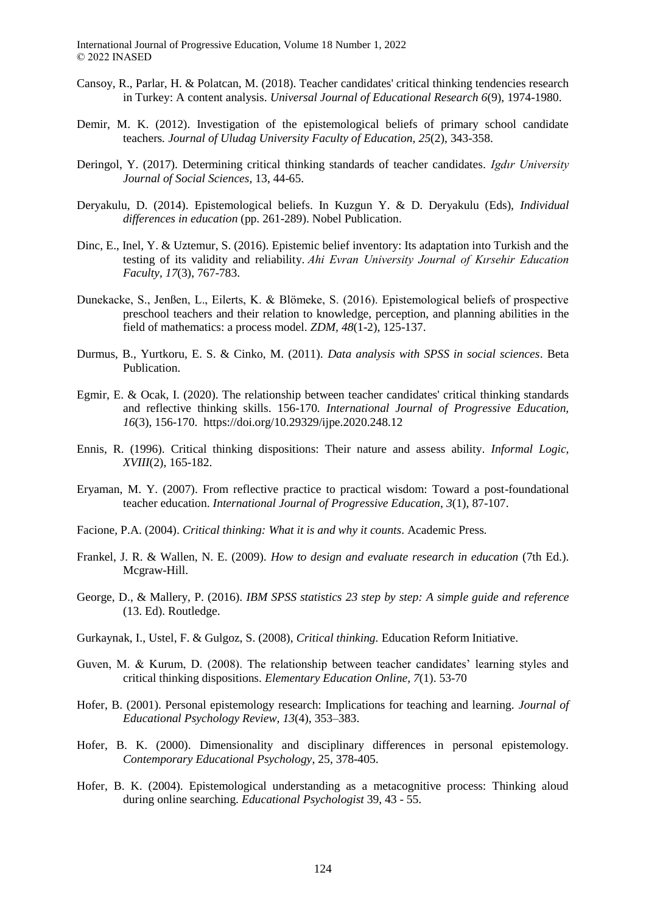Cansoy, R., Parlar, H. & Polatcan, M. (2018). Teacher candidates' critical thinking tendencies research in Turkey: A content analysis. *Universal Journal of Educational Research 6*(9), 1974-1980.

Demir, M. K. (2012). Investigation of the epistemological beliefs of primary school candidate teachers. *Journal of Uludag University Faculty of Education, 25*(2), 343-358.

Deringol, Y. (2017). Determining critical thinking standards of teacher candidates. *Igdır University Journal of Social Sciences,* 13, 44-65.

Deryakulu, D. (2014). Epistemological beliefs. In Kuzgun Y. & D. Deryakulu (Eds), *Individual differences in education* (pp. 261-289). Nobel Publication.

Dinc, E., Inel, Y. & Uztemur, S. (2016). Epistemic belief inventory: Its adaptation into Turkish and the testing of its validity and reliability. *Ahi Evran University Journal of Kırsehir Education Faculty*, *17*(3), 767-783.

Dunekacke, S., Jenßen, L., Eilerts, K. & Blömeke, S. (2016). Epistemological beliefs of prospective preschool teachers and their relation to knowledge, perception, and planning abilities in the field of mathematics: a process model. *ZDM, 48*(1-2), 125-137.

Durmus, B., Yurtkoru, E. S. & Cinko, M. (2011). *Data analysis with SPSS in social sciences*. Beta Publication.

Egmir, E. & Ocak, I. (2020). The relationship between teacher candidates' critical thinking standards and reflective thinking skills. 156-170. *International Journal of Progressive Education, 16*(3), 156-170. https://doi.org/10.29329/ijpe.2020.248.12

Ennis, R. (1996). Critical thinking dispositions: Their nature and assess ability. *Informal Logic, XVIII*(2), 165-182.

Eryaman, M. Y. (2007). From reflective practice to practical wisdom: Toward a post-foundational teacher education. *International Journal of Progressive Education, 3*(1), 87-107.

Facione, P.A. (2004). *Critical thinking: What it is and why it counts*. Academic Press.

Frankel, J. R. & Wallen, N. E. (2009). *How to design and evaluate research in education* (7th Ed.). Mcgraw-Hill.

George, D., & Mallery, P. (2016). *IBM SPSS statistics 23 step by step: A simple guide and reference* (13. Ed). Routledge.

Gurkaynak, I., Ustel, F. & Gulgoz, S. (2008), *Critical thinking.* Education Reform Initiative.

Guven, M. & Kurum, D. (2008). The relationship between teacher candidates' learning styles and critical thinking dispositions. *Elementary Education Online, 7*(1). 53-70

Hofer, B. (2001). Personal epistemology research: Implications for teaching and learning. *Journal of Educational Psychology Review, 13*(4), 353–383.

Hofer, B. K. (2000). Dimensionality and disciplinary differences in personal epistemology. *Contemporary Educational Psychology*, 25, 378-405.

Hofer, B. K. (2004). Epistemological understanding as a metacognitive process: Thinking aloud during online searching. *Educational Psychologist* 39, 43 - 55.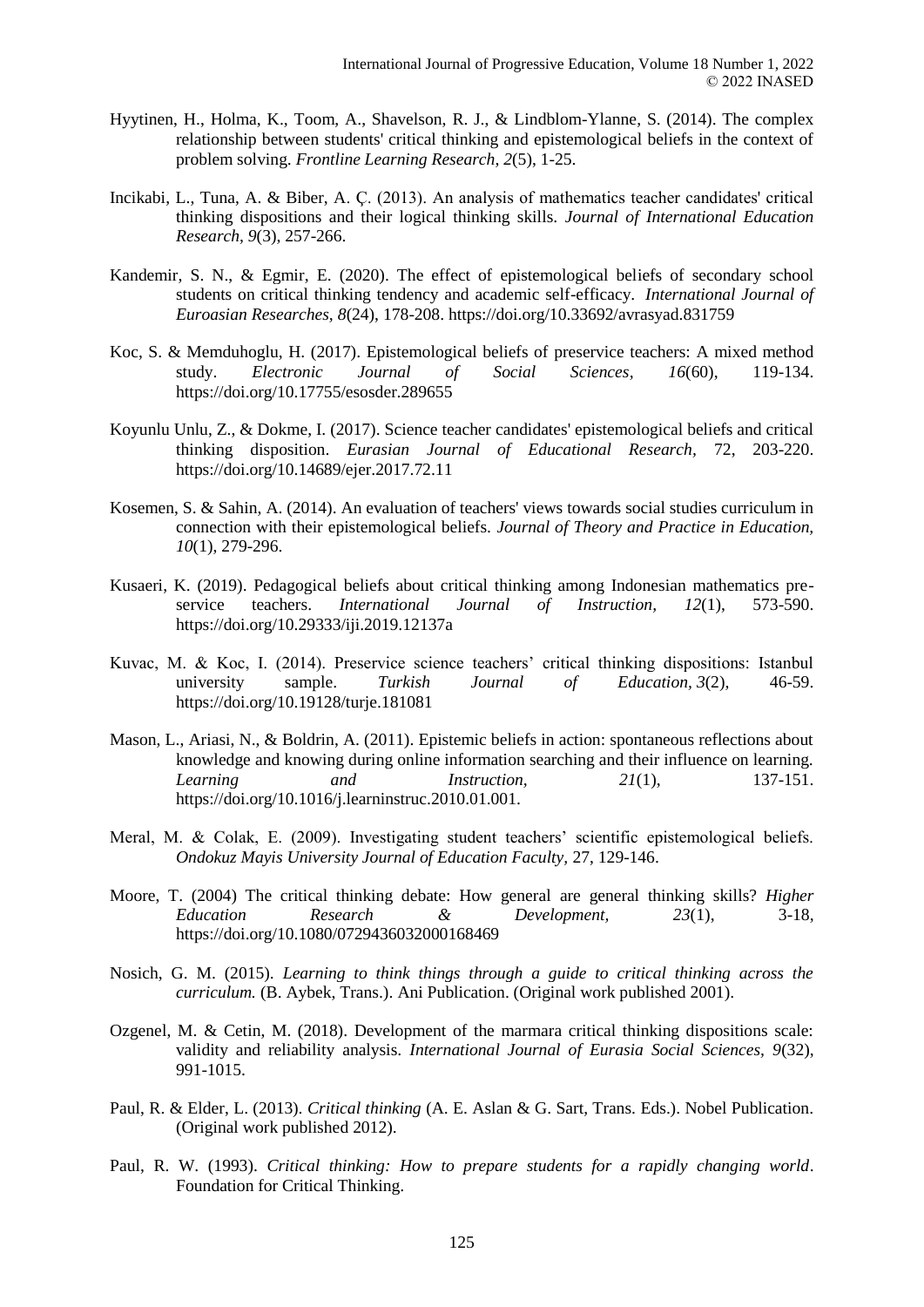Hyytinen, H., Holma, K., Toom, A., Shavelson, R. J., & Lindblom-Ylanne, S. (2014). The complex relationship between students' critical thinking and epistemological beliefs in the context of problem solving. *Frontline Learning Research*, *2*(5), 1-25.

Incikabi, L., Tuna, A. & Biber, A. Ç. (2013). An analysis of mathematics teacher candidates' critical thinking dispositions and their logical thinking skills. *Journal of International Education Research*, *9*(3), 257-266.

Kandemir, S. N., & Egmir, E. (2020). The effect of epistemological beliefs of secondary school students on critical thinking tendency and academic self-efficacy. *International Journal of Euroasian Researches*, *8*(24), 178-208. https://doi.org/10.33692/avrasyad.831759

Koc, S. & Memduhoglu, H. (2017). Epistemological beliefs of preservice teachers: A mixed method study. *Electronic Journal of Social Sciences*, *16*(60), 119-134. https://doi.org/10.17755/esosder.289655

Koyunlu Unlu, Z., & Dokme, I. (2017). Science teacher candidates' epistemological beliefs and critical thinking disposition. *Eurasian Journal of Educational Research*, 72, 203-220. https://doi.org/10.14689/ejer.2017.72.11

Kosemen, S. & Sahin, A. (2014). An evaluation of teachers' views towards social studies curriculum in connection with their epistemological beliefs. *Journal of Theory and Practice in Education*, *10*(1), 279-296.

Kusaeri, K. (2019). Pedagogical beliefs about critical thinking among Indonesian mathematics pre-service teachers. *International Journal of Instruction*, *12*(1), 573-590. https://doi.org/10.29333/iji.2019.12137a

Kuvac, M. & Koc, I. (2014). Preservice science teachers' critical thinking dispositions: Istanbul university sample. *Turkish Journal of Education, 3*(2), 46-59. https://doi.org/10.19128/turje.181081

Mason, L., Ariasi, N., & Boldrin, A. (2011). Epistemic beliefs in action: spontaneous reflections about knowledge and knowing during online information searching and their influence on learning. *Learning and Instruction*, *21*(1), 137-151. https://doi.org/10.1016/j.learninstruc.2010.01.001.

Meral, M. & Colak, E. (2009). Investigating student teachers' scientific epistemological beliefs. *Ondokuz Mayis University Journal of Education Faculty*, 27, 129-146.

Moore, T. (2004) The critical thinking debate: How general are general thinking skills? *Higher Education Research & Development*, *23*(1), 3-18, https://doi.org/10.1080/0729436032000168469

Nosich, G. M. (2015). *Learning to think things through a guide to critical thinking across the curriculum.* (B. Aybek, Trans.). Ani Publication. (Original work published 2001).

Ozgenel, M. & Cetin, M. (2018). Development of the marmara critical thinking dispositions scale: validity and reliability analysis. *International Journal of Eurasia Social Sciences*, *9*(32), 991-1015.

Paul, R. & Elder, L. (2013). *Critical thinking* (A. E. Aslan & G. Sart, Trans. Eds.). Nobel Publication. (Original work published 2012).

Paul, R. W. (1993). *Critical thinking: How to prepare students for a rapidly changing world*. Foundation for Critical Thinking.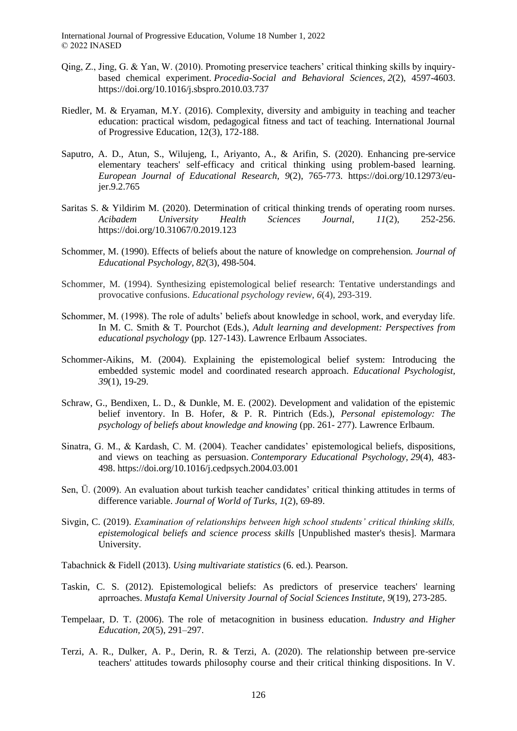Qing, Z., Jing, G. & Yan, W. (2010). Promoting preservice teachers' critical thinking skills by inquiry-based chemical experiment. *Procedia-Social and Behavioral Sciences, 2*(2), 4597-4603. https://doi.org/10.1016/j.sbspro.2010.03.737

Riedler, M. & Eryaman, M.Y. (2016). Complexity, diversity and ambiguity in teaching and teacher education: practical wisdom, pedagogical fitness and tact of teaching. International Journal of Progressive Education, 12(3), 172-188.

Saputro, A. D., Atun, S., Wilujeng, I., Ariyanto, A., & Arifin, S. (2020). Enhancing pre-service elementary teachers' self-efficacy and critical thinking using problem-based learning. *European Journal of Educational Research, 9*(2), 765-773. https://doi.org/10.12973/eu-jer.9.2.765

Saritas S. & Yildirim M. (2020). Determination of critical thinking trends of operating room nurses. *Acibadem University Health Sciences Journal, 11*(2), 252-256. https://doi.org/10.31067/0.2019.123

Schommer, M. (1990). Effects of beliefs about the nature of knowledge on comprehension*. Journal of Educational Psychology, 82*(3), 498-504.

Schommer, M. (1994). Synthesizing epistemological belief research: Tentative understandings and provocative confusions. *Educational psychology review*, *6*(4), 293-319.

Schommer, M. (1998). The role of adults' beliefs about knowledge in school, work, and everyday life. In M. C. Smith & T. Pourchot (Eds.), *Adult learning and development: Perspectives from educational psychology* (pp. 127-143). Lawrence Erlbaum Associates.

Schommer-Aikins, M. (2004). Explaining the epistemological belief system: Introducing the embedded systemic model and coordinated research approach. *Educational Psychologist, 39*(1), 19-29.

Schraw, G., Bendixen, L. D., & Dunkle, M. E. (2002). Development and validation of the epistemic belief inventory. In B. Hofer, & P. R. Pintrich (Eds.), *Personal epistemology: The psychology of beliefs about knowledge and knowing* (pp. 261- 277). Lawrence Erlbaum.

Sinatra, G. M., & Kardash, C. M. (2004). Teacher candidates' epistemological beliefs, dispositions, and views on teaching as persuasion. *Contemporary Educational Psychology, 29*(4), 483-498. https://doi.org/10.1016/j.cedpsych.2004.03.001

Sen, Ü. (2009). An evaluation about turkish teacher candidates' critical thinking attitudes in terms of difference variable. *Journal of World of Turks, 1*(2), 69-89.

Sivgin, C. (2019). *Examination of relationships between high school students' critical thinking skills, epistemological beliefs and science process skills* [Unpublished master's thesis]. Marmara University.

Tabachnick & Fidell (2013). *Using multivariate statistics* (6. ed.). Pearson.

Taskin, C. S. (2012). Epistemological beliefs: As predictors of preservice teachers' learning aprroaches. *Mustafa Kemal University Journal of Social Sciences Institute, 9*(19), 273-285.

Tempelaar, D. T. (2006). The role of metacognition in business education. *Industry and Higher Education, 20*(5), 291–297.

Terzi, A. R., Dulker, A. P., Derin, R. & Terzi, A. (2020). The relationship between pre-service teachers' attitudes towards philosophy course and their critical thinking dispositions. In V.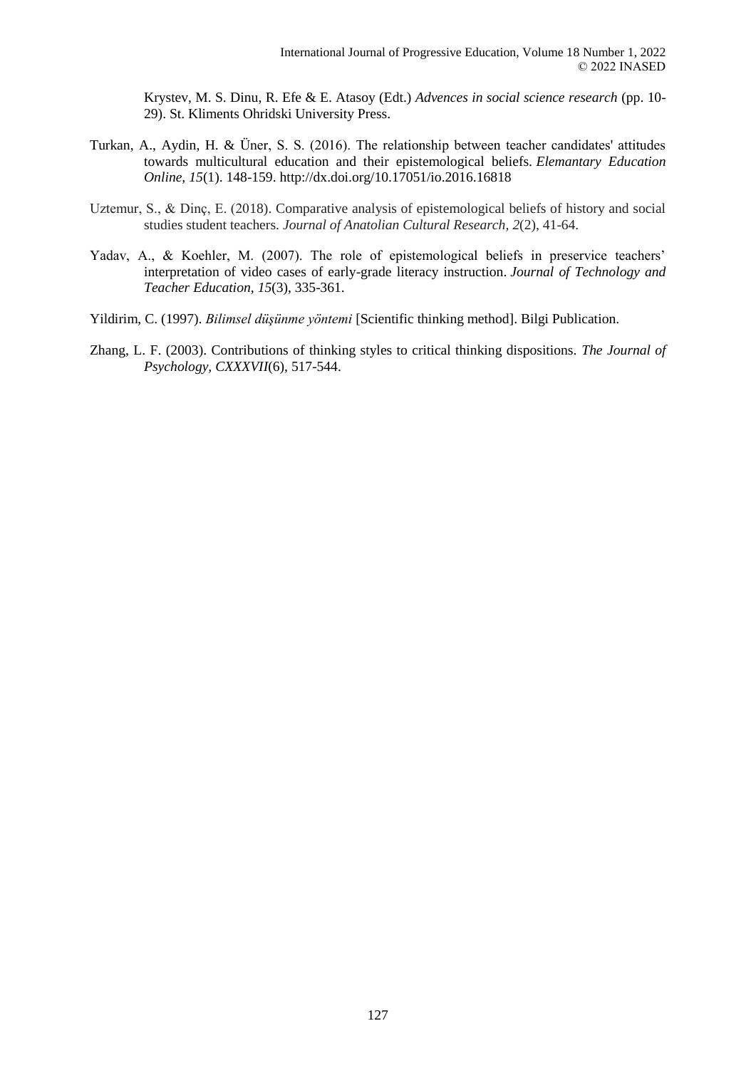Krystev, M. S. Dinu, R. Efe & E. Atasoy (Edt.) *Advences in social science research* (pp. 10-29). St. Kliments Ohridski University Press.

Turkan, A., Aydin, H. & Üner, S. S. (2016). The relationship between teacher candidates' attitudes towards multicultural education and their epistemological beliefs. *Elemantary Education Online*, *15*(1). 148-159. http://dx.doi.org/10.17051/io.2016.16818

Uztemur, S., & Dinç, E. (2018). Comparative analysis of epistemological beliefs of history and social studies student teachers. *Journal of Anatolian Cultural Research, 2*(2), 41-64.

Yadav, A., & Koehler, M. (2007). The role of epistemological beliefs in preservice teachers' interpretation of video cases of early-grade literacy instruction. *Journal of Technology and Teacher Education*, *15*(3), 335-361.

Yildirim, C. (1997). *Bilimsel düşünme yöntemi* [Scientific thinking method]. Bilgi Publication.

Zhang, L. F. (2003). Contributions of thinking styles to critical thinking dispositions. *The Journal of Psychology, CXXXVII*(6), 517-544.